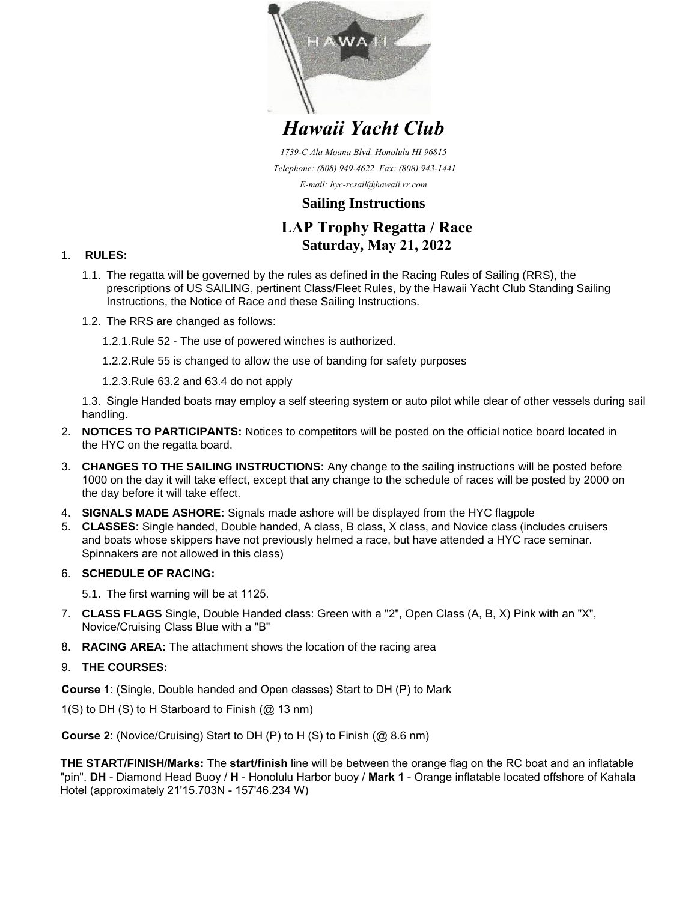# *Hawaii Yacht Club*

*1739-C Ala Moana Blvd. Honolulu HI 96815*

*Telephone: (808) 949-4622 Fax: (808) 943-1441*

*E-mail: hyc-rcsail@hawaii.rr.com*

## Sailing Instructions

## LAP Trophy Regatta / Race

### Saturday, May 21, 2022

1. **RULES:**

   1.1. The regatta will be governed by the rules as defined in the Racing Rules of Sailing (RRS), the prescriptions of US SAILING, pertinent Class/Fleet Rules, by the Hawaii Yacht Club Standing Sailing Instructions, the Notice of Race and these Sailing Instructions.

   1.2. The RRS are changed as follows:

   1.2.1.Rule 52 - The use of powered winches is authorized.

   1.2.2.Rule 55 is changed to allow the use of banding for safety purposes

   1.2.3.Rule 63.2 and 63.4 do not apply

   1.3. Single Handed boats may employ a self steering system or auto pilot while clear of other vessels during sail handling.

2. **NOTICES TO PARTICIPANTS:** Notices to competitors will be posted on the official notice board located in the HYC on the regatta board.

3. **CHANGES TO THE SAILING INSTRUCTIONS:** Any change to the sailing instructions will be posted before 1000 on the day it will take effect, except that any change to the schedule of races will be posted by 2000 on the day before it will take effect.

4. **SIGNALS MADE ASHORE:** Signals made ashore will be displayed from the HYC flagpole

5. **CLASSES:** Single handed, Double handed, A class, B class, X class, and Novice class (includes cruisers and boats whose skippers have not previously helmed a race, but have attended a HYC race seminar. Spinnakers are not allowed in this class)

6. **SCHEDULE OF RACING:**

   5.1. The first warning will be at 1125.

7. **CLASS FLAGS** Single**,** Double Handed class: Green with a "2", Open Class (A, B, X) Pink with an "X", Novice/Cruising Class Blue with a "B"

8. **RACING AREA:** The attachment shows the location of the racing area

9. **THE COURSES:**

**Course 1**: (Single, Double handed and Open classes) Start to DH (P) to Mark 1(S) to DH (S) to H Starboard to Finish (@ 13 nm)

**Course 2**: (Novice/Cruising) Start to DH (P) to H (S) to Finish (@ 8.6 nm)

**THE START/FINISH/Marks:** The **start/finish** line will be between the orange flag on the RC boat and an inflatable "pin". **DH** - Diamond Head Buoy / **H** - Honolulu Harbor buoy / **Mark 1** - Orange inflatable located offshore of Kahala Hotel (approximately 21'15.703N - 157'46.234 W)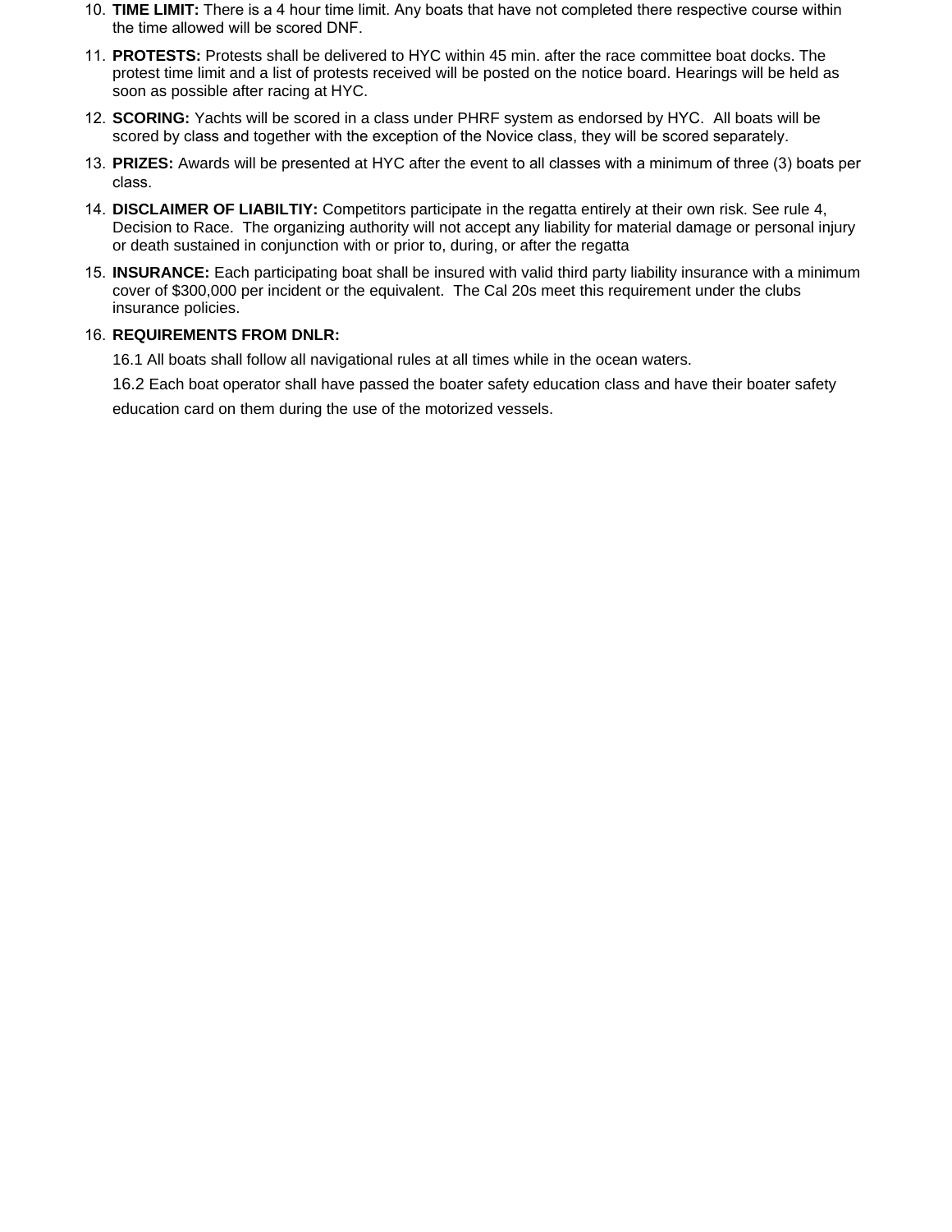10. **TIME LIMIT:** There is a 4 hour time limit. Any boats that have not completed there respective course within the time allowed will be scored DNF.
11. **PROTESTS:** Protests shall be delivered to HYC within 45 min. after the race committee boat docks. The protest time limit and a list of protests received will be posted on the notice board. Hearings will be held as soon as possible after racing at HYC.
12. **SCORING:** Yachts will be scored in a class under PHRF system as endorsed by HYC. All boats will be scored by class and together with the exception of the Novice class, they will be scored separately.
13. **PRIZES:** Awards will be presented at HYC after the event to all classes with a minimum of three (3) boats per class.
14. **DISCLAIMER OF LIABILTIY:** Competitors participate in the regatta entirely at their own risk. See rule 4, Decision to Race. The organizing authority will not accept any liability for material damage or personal injury or death sustained in conjunction with or prior to, during, or after the regatta
15. **INSURANCE:** Each participating boat shall be insured with valid third party liability insurance with a minimum cover of $300,000 per incident or the equivalent. The Cal 20s meet this requirement under the clubs insurance policies.
16. **REQUIREMENTS FROM DNLR:**

    16.1 All boats shall follow all navigational rules at all times while in the ocean waters.

    16.2 Each boat operator shall have passed the boater safety education class and have their boater safety education card on them during the use of the motorized vessels.